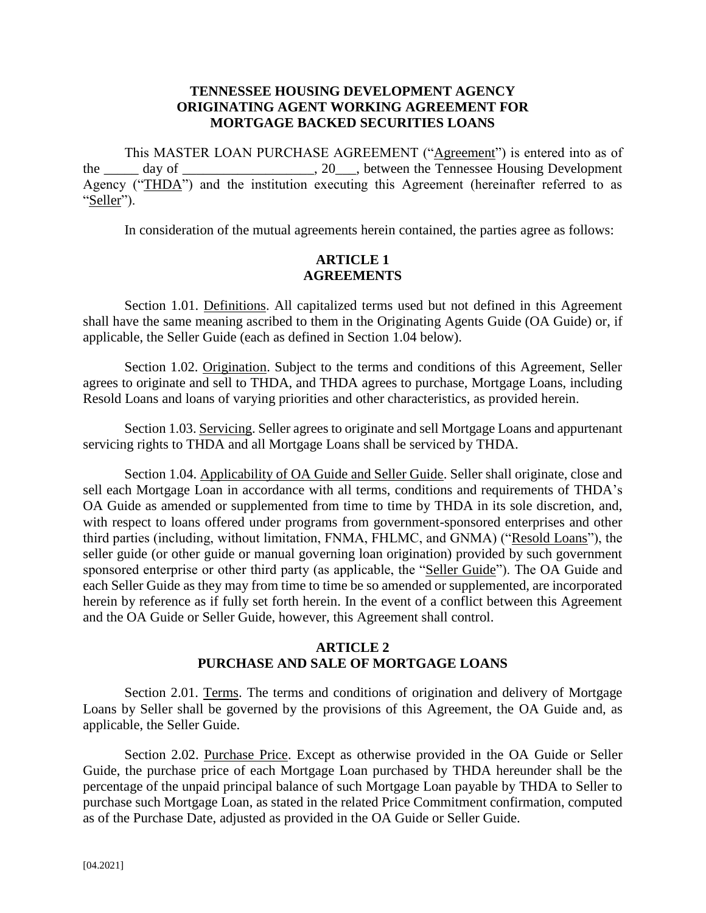**TENNESSEE HOUSING DEVELOPMENT AGENCY**
**ORIGINATING AGENT WORKING AGREEMENT FOR**
**MORTGAGE BACKED SECURITIES LOANS**

This MASTER LOAN PURCHASE AGREEMENT ("Agreement") is entered into as of the _____ day of ___________________, 20___, between the Tennessee Housing Development Agency ("THDA") and the institution executing this Agreement (hereinafter referred to as "Seller").

In consideration of the mutual agreements herein contained, the parties agree as follows:

## ARTICLE 1
## AGREEMENTS

Section 1.01. Definitions. All capitalized terms used but not defined in this Agreement shall have the same meaning ascribed to them in the Originating Agents Guide (OA Guide) or, if applicable, the Seller Guide (each as defined in Section 1.04 below).

Section 1.02. Origination. Subject to the terms and conditions of this Agreement, Seller agrees to originate and sell to THDA, and THDA agrees to purchase, Mortgage Loans, including Resold Loans and loans of varying priorities and other characteristics, as provided herein.

Section 1.03. Servicing. Seller agrees to originate and sell Mortgage Loans and appurtenant servicing rights to THDA and all Mortgage Loans shall be serviced by THDA.

Section 1.04. Applicability of OA Guide and Seller Guide. Seller shall originate, close and sell each Mortgage Loan in accordance with all terms, conditions and requirements of THDA's OA Guide as amended or supplemented from time to time by THDA in its sole discretion, and, with respect to loans offered under programs from government-sponsored enterprises and other third parties (including, without limitation, FNMA, FHLMC, and GNMA) ("Resold Loans"), the seller guide (or other guide or manual governing loan origination) provided by such government sponsored enterprise or other third party (as applicable, the "Seller Guide"). The OA Guide and each Seller Guide as they may from time to time be so amended or supplemented, are incorporated herein by reference as if fully set forth herein. In the event of a conflict between this Agreement and the OA Guide or Seller Guide, however, this Agreement shall control.

## ARTICLE 2
## PURCHASE AND SALE OF MORTGAGE LOANS

Section 2.01. Terms. The terms and conditions of origination and delivery of Mortgage Loans by Seller shall be governed by the provisions of this Agreement, the OA Guide and, as applicable, the Seller Guide.

Section 2.02. Purchase Price. Except as otherwise provided in the OA Guide or Seller Guide, the purchase price of each Mortgage Loan purchased by THDA hereunder shall be the percentage of the unpaid principal balance of such Mortgage Loan payable by THDA to Seller to purchase such Mortgage Loan, as stated in the related Price Commitment confirmation, computed as of the Purchase Date, adjusted as provided in the OA Guide or Seller Guide.

[04.2021]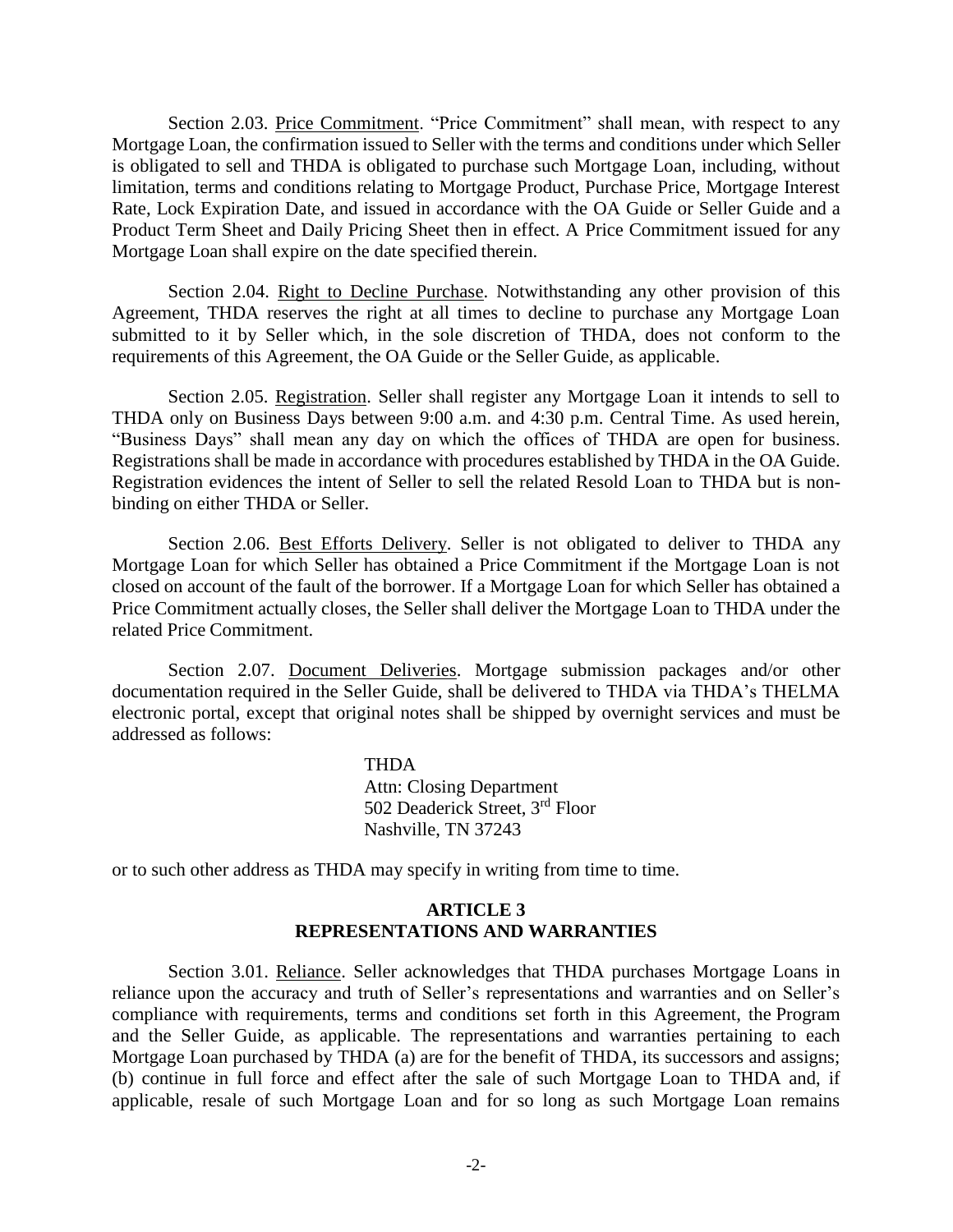Section 2.03. Price Commitment. "Price Commitment" shall mean, with respect to any Mortgage Loan, the confirmation issued to Seller with the terms and conditions under which Seller is obligated to sell and THDA is obligated to purchase such Mortgage Loan, including, without limitation, terms and conditions relating to Mortgage Product, Purchase Price, Mortgage Interest Rate, Lock Expiration Date, and issued in accordance with the OA Guide or Seller Guide and a Product Term Sheet and Daily Pricing Sheet then in effect. A Price Commitment issued for any Mortgage Loan shall expire on the date specified therein.

Section 2.04. Right to Decline Purchase. Notwithstanding any other provision of this Agreement, THDA reserves the right at all times to decline to purchase any Mortgage Loan submitted to it by Seller which, in the sole discretion of THDA, does not conform to the requirements of this Agreement, the OA Guide or the Seller Guide, as applicable.

Section 2.05. Registration. Seller shall register any Mortgage Loan it intends to sell to THDA only on Business Days between 9:00 a.m. and 4:30 p.m. Central Time. As used herein, "Business Days" shall mean any day on which the offices of THDA are open for business. Registrations shall be made in accordance with procedures established by THDA in the OA Guide. Registration evidences the intent of Seller to sell the related Resold Loan to THDA but is non-binding on either THDA or Seller.

Section 2.06. Best Efforts Delivery. Seller is not obligated to deliver to THDA any Mortgage Loan for which Seller has obtained a Price Commitment if the Mortgage Loan is not closed on account of the fault of the borrower. If a Mortgage Loan for which Seller has obtained a Price Commitment actually closes, the Seller shall deliver the Mortgage Loan to THDA under the related Price Commitment.

Section 2.07. Document Deliveries. Mortgage submission packages and/or other documentation required in the Seller Guide, shall be delivered to THDA via THDA's THELMA electronic portal, except that original notes shall be shipped by overnight services and must be addressed as follows:

THDA
Attn: Closing Department
502 Deaderick Street, 3rd Floor
Nashville, TN 37243

or to such other address as THDA may specify in writing from time to time.

## ARTICLE 3
## REPRESENTATIONS AND WARRANTIES

Section 3.01. Reliance. Seller acknowledges that THDA purchases Mortgage Loans in reliance upon the accuracy and truth of Seller's representations and warranties and on Seller's compliance with requirements, terms and conditions set forth in this Agreement, the Program and the Seller Guide, as applicable. The representations and warranties pertaining to each Mortgage Loan purchased by THDA (a) are for the benefit of THDA, its successors and assigns; (b) continue in full force and effect after the sale of such Mortgage Loan to THDA and, if applicable, resale of such Mortgage Loan and for so long as such Mortgage Loan remains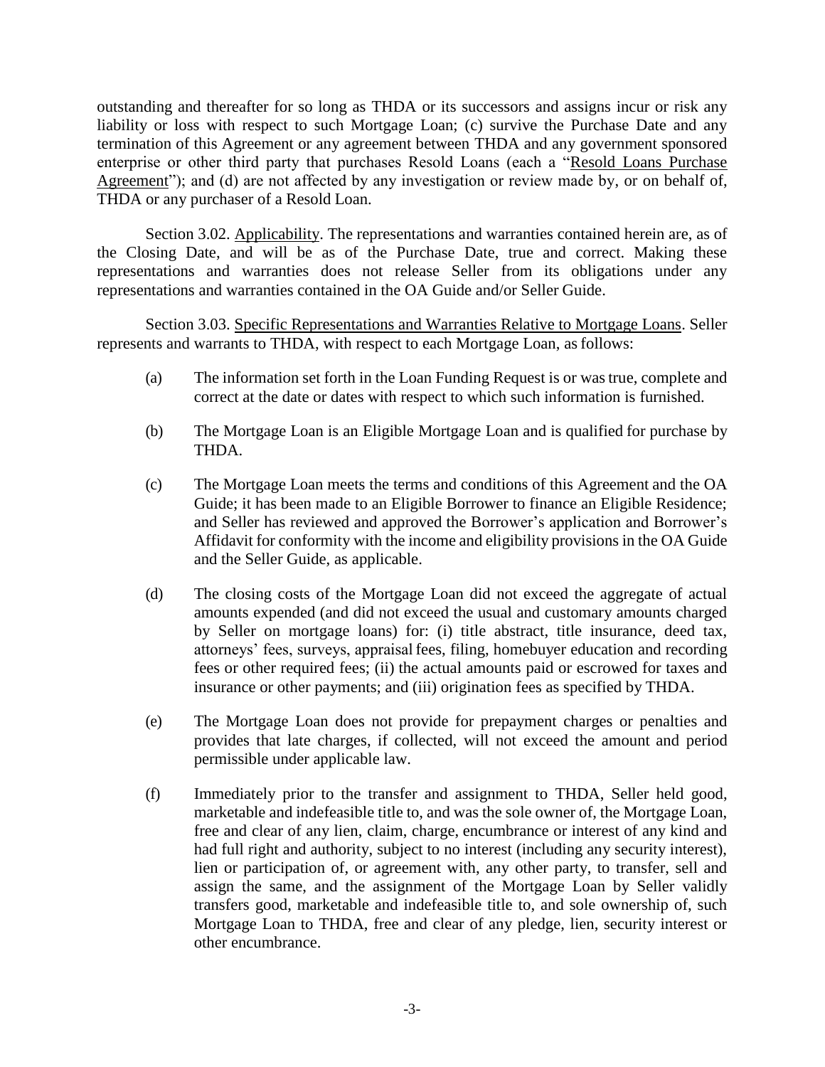outstanding and thereafter for so long as THDA or its successors and assigns incur or risk any liability or loss with respect to such Mortgage Loan; (c) survive the Purchase Date and any termination of this Agreement or any agreement between THDA and any government sponsored enterprise or other third party that purchases Resold Loans (each a "Resold Loans Purchase Agreement"); and (d) are not affected by any investigation or review made by, or on behalf of, THDA or any purchaser of a Resold Loan.

Section 3.02. Applicability. The representations and warranties contained herein are, as of the Closing Date, and will be as of the Purchase Date, true and correct. Making these representations and warranties does not release Seller from its obligations under any representations and warranties contained in the OA Guide and/or Seller Guide.

Section 3.03. Specific Representations and Warranties Relative to Mortgage Loans. Seller represents and warrants to THDA, with respect to each Mortgage Loan, as follows:

(a) The information set forth in the Loan Funding Request is or was true, complete and correct at the date or dates with respect to which such information is furnished.

(b) The Mortgage Loan is an Eligible Mortgage Loan and is qualified for purchase by THDA.

(c) The Mortgage Loan meets the terms and conditions of this Agreement and the OA Guide; it has been made to an Eligible Borrower to finance an Eligible Residence; and Seller has reviewed and approved the Borrower's application and Borrower's Affidavit for conformity with the income and eligibility provisions in the OA Guide and the Seller Guide, as applicable.

(d) The closing costs of the Mortgage Loan did not exceed the aggregate of actual amounts expended (and did not exceed the usual and customary amounts charged by Seller on mortgage loans) for: (i) title abstract, title insurance, deed tax, attorneys' fees, surveys, appraisal fees, filing, homebuyer education and recording fees or other required fees; (ii) the actual amounts paid or escrowed for taxes and insurance or other payments; and (iii) origination fees as specified by THDA.

(e) The Mortgage Loan does not provide for prepayment charges or penalties and provides that late charges, if collected, will not exceed the amount and period permissible under applicable law.

(f) Immediately prior to the transfer and assignment to THDA, Seller held good, marketable and indefeasible title to, and was the sole owner of, the Mortgage Loan, free and clear of any lien, claim, charge, encumbrance or interest of any kind and had full right and authority, subject to no interest (including any security interest), lien or participation of, or agreement with, any other party, to transfer, sell and assign the same, and the assignment of the Mortgage Loan by Seller validly transfers good, marketable and indefeasible title to, and sole ownership of, such Mortgage Loan to THDA, free and clear of any pledge, lien, security interest or other encumbrance.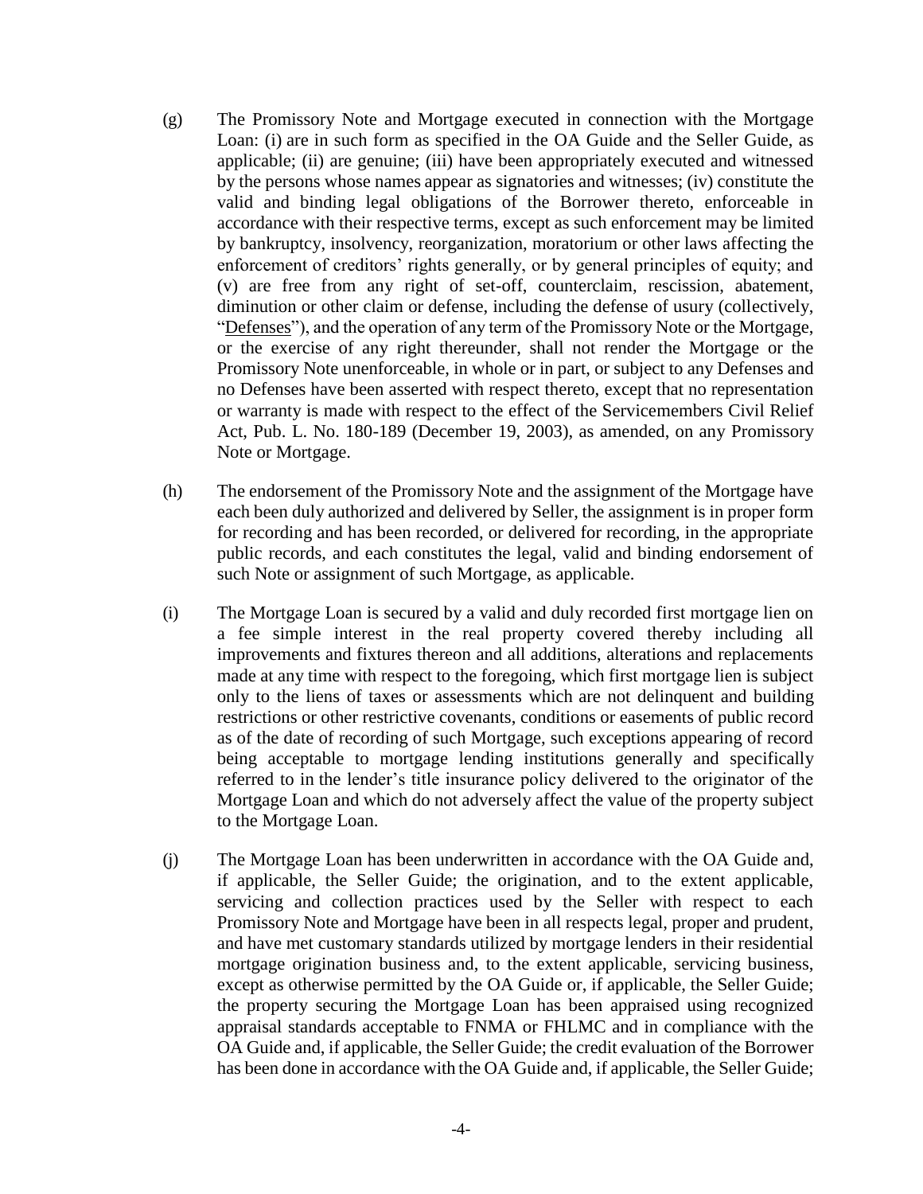(g) The Promissory Note and Mortgage executed in connection with the Mortgage Loan: (i) are in such form as specified in the OA Guide and the Seller Guide, as applicable; (ii) are genuine; (iii) have been appropriately executed and witnessed by the persons whose names appear as signatories and witnesses; (iv) constitute the valid and binding legal obligations of the Borrower thereto, enforceable in accordance with their respective terms, except as such enforcement may be limited by bankruptcy, insolvency, reorganization, moratorium or other laws affecting the enforcement of creditors' rights generally, or by general principles of equity; and (v) are free from any right of set-off, counterclaim, rescission, abatement, diminution or other claim or defense, including the defense of usury (collectively, "Defenses"), and the operation of any term of the Promissory Note or the Mortgage, or the exercise of any right thereunder, shall not render the Mortgage or the Promissory Note unenforceable, in whole or in part, or subject to any Defenses and no Defenses have been asserted with respect thereto, except that no representation or warranty is made with respect to the effect of the Servicemembers Civil Relief Act, Pub. L. No. 180-189 (December 19, 2003), as amended, on any Promissory Note or Mortgage.

(h) The endorsement of the Promissory Note and the assignment of the Mortgage have each been duly authorized and delivered by Seller, the assignment is in proper form for recording and has been recorded, or delivered for recording, in the appropriate public records, and each constitutes the legal, valid and binding endorsement of such Note or assignment of such Mortgage, as applicable.

(i) The Mortgage Loan is secured by a valid and duly recorded first mortgage lien on a fee simple interest in the real property covered thereby including all improvements and fixtures thereon and all additions, alterations and replacements made at any time with respect to the foregoing, which first mortgage lien is subject only to the liens of taxes or assessments which are not delinquent and building restrictions or other restrictive covenants, conditions or easements of public record as of the date of recording of such Mortgage, such exceptions appearing of record being acceptable to mortgage lending institutions generally and specifically referred to in the lender's title insurance policy delivered to the originator of the Mortgage Loan and which do not adversely affect the value of the property subject to the Mortgage Loan.

(j) The Mortgage Loan has been underwritten in accordance with the OA Guide and, if applicable, the Seller Guide; the origination, and to the extent applicable, servicing and collection practices used by the Seller with respect to each Promissory Note and Mortgage have been in all respects legal, proper and prudent, and have met customary standards utilized by mortgage lenders in their residential mortgage origination business and, to the extent applicable, servicing business, except as otherwise permitted by the OA Guide or, if applicable, the Seller Guide; the property securing the Mortgage Loan has been appraised using recognized appraisal standards acceptable to FNMA or FHLMC and in compliance with the OA Guide and, if applicable, the Seller Guide; the credit evaluation of the Borrower has been done in accordance with the OA Guide and, if applicable, the Seller Guide;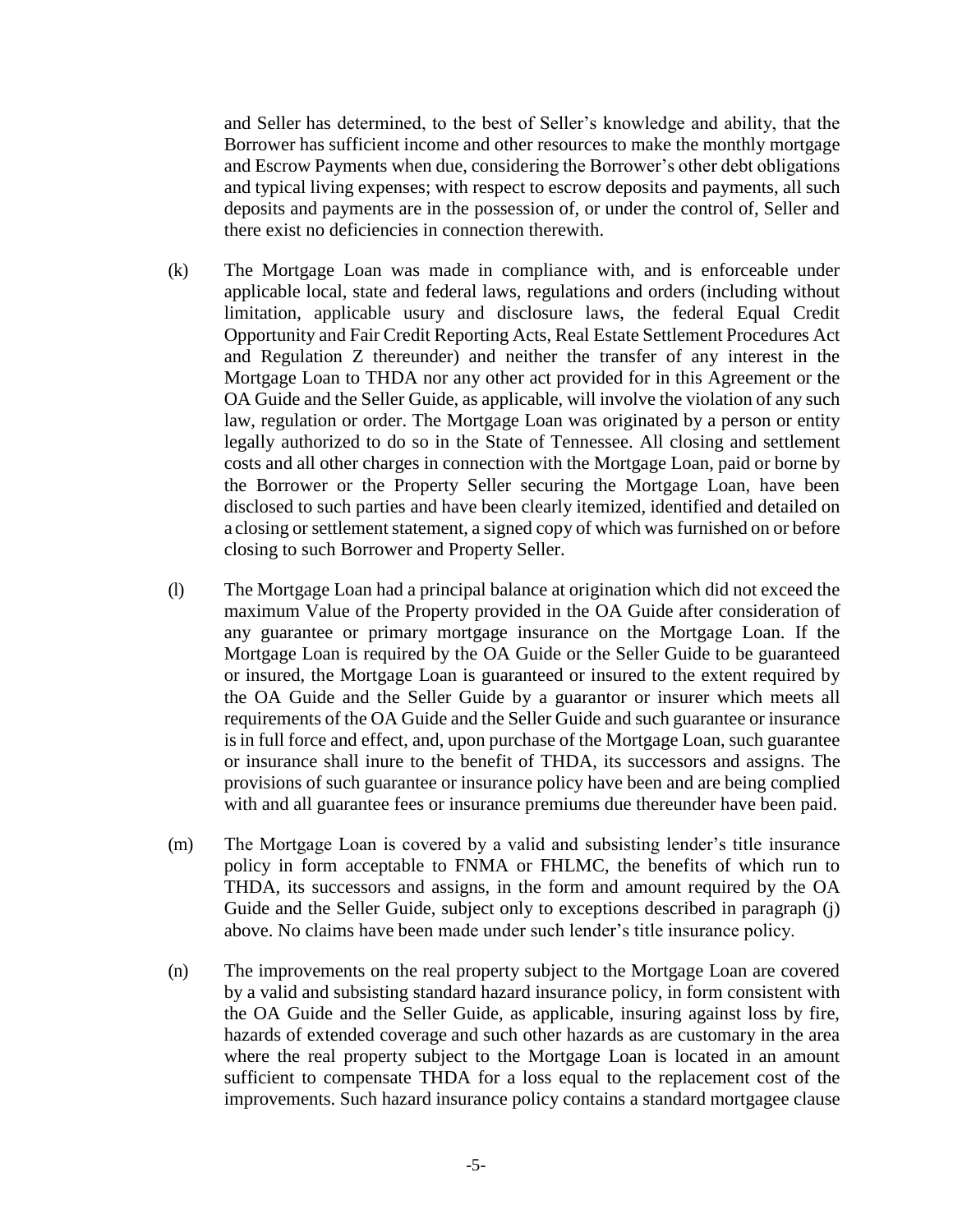and Seller has determined, to the best of Seller's knowledge and ability, that the Borrower has sufficient income and other resources to make the monthly mortgage and Escrow Payments when due, considering the Borrower's other debt obligations and typical living expenses; with respect to escrow deposits and payments, all such deposits and payments are in the possession of, or under the control of, Seller and there exist no deficiencies in connection therewith.

(k) The Mortgage Loan was made in compliance with, and is enforceable under applicable local, state and federal laws, regulations and orders (including without limitation, applicable usury and disclosure laws, the federal Equal Credit Opportunity and Fair Credit Reporting Acts, Real Estate Settlement Procedures Act and Regulation Z thereunder) and neither the transfer of any interest in the Mortgage Loan to THDA nor any other act provided for in this Agreement or the OA Guide and the Seller Guide, as applicable, will involve the violation of any such law, regulation or order. The Mortgage Loan was originated by a person or entity legally authorized to do so in the State of Tennessee. All closing and settlement costs and all other charges in connection with the Mortgage Loan, paid or borne by the Borrower or the Property Seller securing the Mortgage Loan, have been disclosed to such parties and have been clearly itemized, identified and detailed on a closing or settlement statement, a signed copy of which was furnished on or before closing to such Borrower and Property Seller.

(l) The Mortgage Loan had a principal balance at origination which did not exceed the maximum Value of the Property provided in the OA Guide after consideration of any guarantee or primary mortgage insurance on the Mortgage Loan. If the Mortgage Loan is required by the OA Guide or the Seller Guide to be guaranteed or insured, the Mortgage Loan is guaranteed or insured to the extent required by the OA Guide and the Seller Guide by a guarantor or insurer which meets all requirements of the OA Guide and the Seller Guide and such guarantee or insurance is in full force and effect, and, upon purchase of the Mortgage Loan, such guarantee or insurance shall inure to the benefit of THDA, its successors and assigns. The provisions of such guarantee or insurance policy have been and are being complied with and all guarantee fees or insurance premiums due thereunder have been paid.

(m) The Mortgage Loan is covered by a valid and subsisting lender's title insurance policy in form acceptable to FNMA or FHLMC, the benefits of which run to THDA, its successors and assigns, in the form and amount required by the OA Guide and the Seller Guide, subject only to exceptions described in paragraph (j) above. No claims have been made under such lender's title insurance policy.

(n) The improvements on the real property subject to the Mortgage Loan are covered by a valid and subsisting standard hazard insurance policy, in form consistent with the OA Guide and the Seller Guide, as applicable, insuring against loss by fire, hazards of extended coverage and such other hazards as are customary in the area where the real property subject to the Mortgage Loan is located in an amount sufficient to compensate THDA for a loss equal to the replacement cost of the improvements. Such hazard insurance policy contains a standard mortgagee clause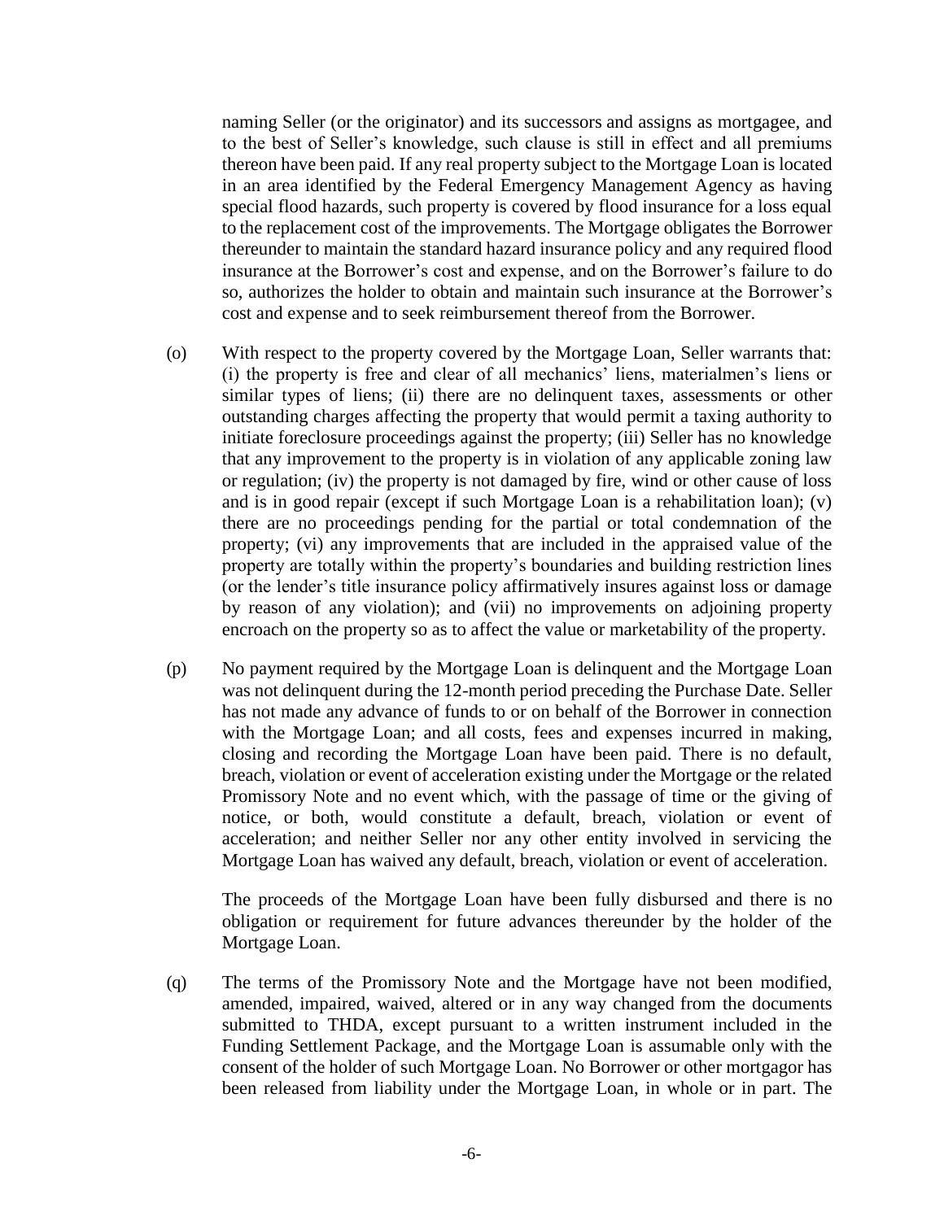naming Seller (or the originator) and its successors and assigns as mortgagee, and to the best of Seller's knowledge, such clause is still in effect and all premiums thereon have been paid. If any real property subject to the Mortgage Loan is located in an area identified by the Federal Emergency Management Agency as having special flood hazards, such property is covered by flood insurance for a loss equal to the replacement cost of the improvements. The Mortgage obligates the Borrower thereunder to maintain the standard hazard insurance policy and any required flood insurance at the Borrower's cost and expense, and on the Borrower's failure to do so, authorizes the holder to obtain and maintain such insurance at the Borrower's cost and expense and to seek reimbursement thereof from the Borrower.

(o) With respect to the property covered by the Mortgage Loan, Seller warrants that: (i) the property is free and clear of all mechanics' liens, materialmen's liens or similar types of liens; (ii) there are no delinquent taxes, assessments or other outstanding charges affecting the property that would permit a taxing authority to initiate foreclosure proceedings against the property; (iii) Seller has no knowledge that any improvement to the property is in violation of any applicable zoning law or regulation; (iv) the property is not damaged by fire, wind or other cause of loss and is in good repair (except if such Mortgage Loan is a rehabilitation loan); (v) there are no proceedings pending for the partial or total condemnation of the property; (vi) any improvements that are included in the appraised value of the property are totally within the property's boundaries and building restriction lines (or the lender's title insurance policy affirmatively insures against loss or damage by reason of any violation); and (vii) no improvements on adjoining property encroach on the property so as to affect the value or marketability of the property.

(p) No payment required by the Mortgage Loan is delinquent and the Mortgage Loan was not delinquent during the 12-month period preceding the Purchase Date. Seller has not made any advance of funds to or on behalf of the Borrower in connection with the Mortgage Loan; and all costs, fees and expenses incurred in making, closing and recording the Mortgage Loan have been paid. There is no default, breach, violation or event of acceleration existing under the Mortgage or the related Promissory Note and no event which, with the passage of time or the giving of notice, or both, would constitute a default, breach, violation or event of acceleration; and neither Seller nor any other entity involved in servicing the Mortgage Loan has waived any default, breach, violation or event of acceleration.

The proceeds of the Mortgage Loan have been fully disbursed and there is no obligation or requirement for future advances thereunder by the holder of the Mortgage Loan.

(q) The terms of the Promissory Note and the Mortgage have not been modified, amended, impaired, waived, altered or in any way changed from the documents submitted to THDA, except pursuant to a written instrument included in the Funding Settlement Package, and the Mortgage Loan is assumable only with the consent of the holder of such Mortgage Loan. No Borrower or other mortgagor has been released from liability under the Mortgage Loan, in whole or in part. The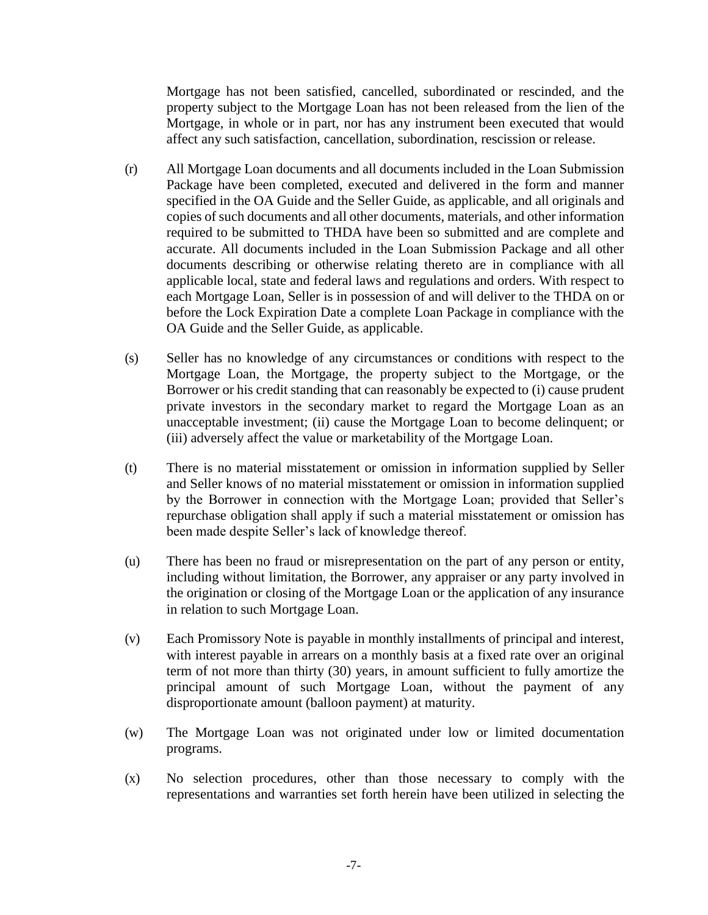Mortgage has not been satisfied, cancelled, subordinated or rescinded, and the property subject to the Mortgage Loan has not been released from the lien of the Mortgage, in whole or in part, nor has any instrument been executed that would affect any such satisfaction, cancellation, subordination, rescission or release.

(r) All Mortgage Loan documents and all documents included in the Loan Submission Package have been completed, executed and delivered in the form and manner specified in the OA Guide and the Seller Guide, as applicable, and all originals and copies of such documents and all other documents, materials, and other information required to be submitted to THDA have been so submitted and are complete and accurate. All documents included in the Loan Submission Package and all other documents describing or otherwise relating thereto are in compliance with all applicable local, state and federal laws and regulations and orders. With respect to each Mortgage Loan, Seller is in possession of and will deliver to the THDA on or before the Lock Expiration Date a complete Loan Package in compliance with the OA Guide and the Seller Guide, as applicable.

(s) Seller has no knowledge of any circumstances or conditions with respect to the Mortgage Loan, the Mortgage, the property subject to the Mortgage, or the Borrower or his credit standing that can reasonably be expected to (i) cause prudent private investors in the secondary market to regard the Mortgage Loan as an unacceptable investment; (ii) cause the Mortgage Loan to become delinquent; or (iii) adversely affect the value or marketability of the Mortgage Loan.

(t) There is no material misstatement or omission in information supplied by Seller and Seller knows of no material misstatement or omission in information supplied by the Borrower in connection with the Mortgage Loan; provided that Seller's repurchase obligation shall apply if such a material misstatement or omission has been made despite Seller's lack of knowledge thereof.

(u) There has been no fraud or misrepresentation on the part of any person or entity, including without limitation, the Borrower, any appraiser or any party involved in the origination or closing of the Mortgage Loan or the application of any insurance in relation to such Mortgage Loan.

(v) Each Promissory Note is payable in monthly installments of principal and interest, with interest payable in arrears on a monthly basis at a fixed rate over an original term of not more than thirty (30) years, in amount sufficient to fully amortize the principal amount of such Mortgage Loan, without the payment of any disproportionate amount (balloon payment) at maturity.

(w) The Mortgage Loan was not originated under low or limited documentation programs.

(x) No selection procedures, other than those necessary to comply with the representations and warranties set forth herein have been utilized in selecting the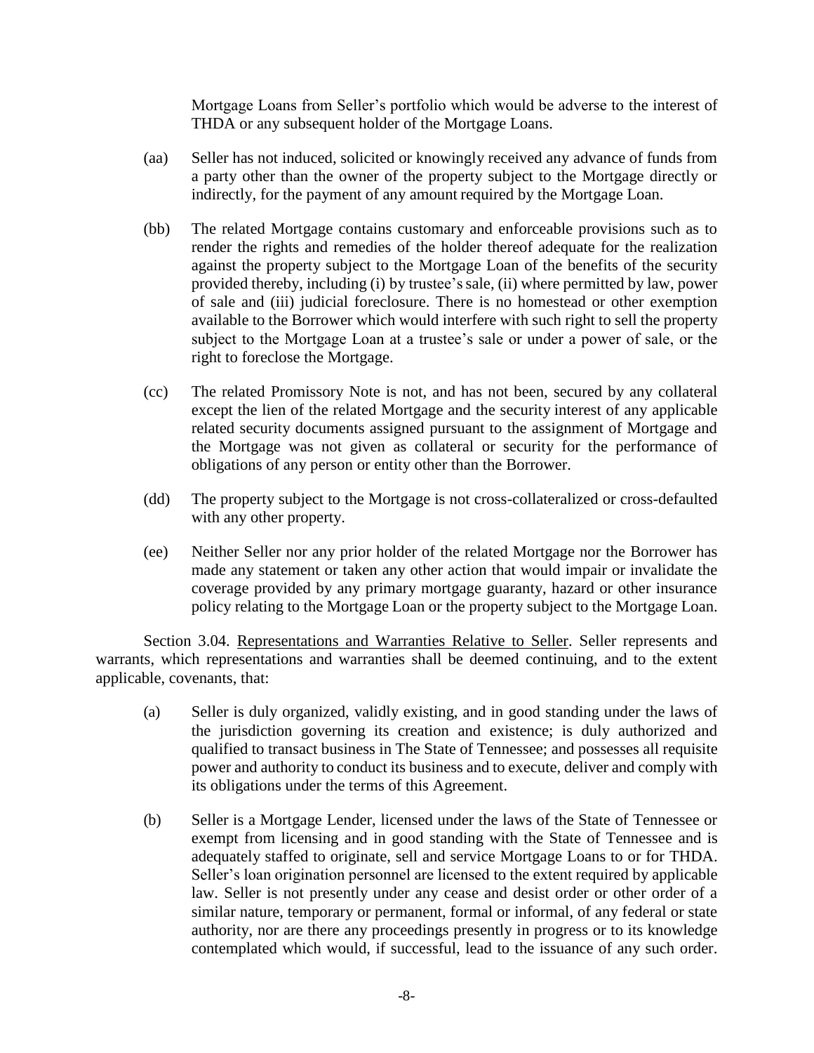Mortgage Loans from Seller's portfolio which would be adverse to the interest of THDA or any subsequent holder of the Mortgage Loans.

(aa) Seller has not induced, solicited or knowingly received any advance of funds from a party other than the owner of the property subject to the Mortgage directly or indirectly, for the payment of any amount required by the Mortgage Loan.

(bb) The related Mortgage contains customary and enforceable provisions such as to render the rights and remedies of the holder thereof adequate for the realization against the property subject to the Mortgage Loan of the benefits of the security provided thereby, including (i) by trustee's sale, (ii) where permitted by law, power of sale and (iii) judicial foreclosure. There is no homestead or other exemption available to the Borrower which would interfere with such right to sell the property subject to the Mortgage Loan at a trustee's sale or under a power of sale, or the right to foreclose the Mortgage.

(cc) The related Promissory Note is not, and has not been, secured by any collateral except the lien of the related Mortgage and the security interest of any applicable related security documents assigned pursuant to the assignment of Mortgage and the Mortgage was not given as collateral or security for the performance of obligations of any person or entity other than the Borrower.

(dd) The property subject to the Mortgage is not cross-collateralized or cross-defaulted with any other property.

(ee) Neither Seller nor any prior holder of the related Mortgage nor the Borrower has made any statement or taken any other action that would impair or invalidate the coverage provided by any primary mortgage guaranty, hazard or other insurance policy relating to the Mortgage Loan or the property subject to the Mortgage Loan.

Section 3.04. Representations and Warranties Relative to Seller. Seller represents and warrants, which representations and warranties shall be deemed continuing, and to the extent applicable, covenants, that:

(a) Seller is duly organized, validly existing, and in good standing under the laws of the jurisdiction governing its creation and existence; is duly authorized and qualified to transact business in The State of Tennessee; and possesses all requisite power and authority to conduct its business and to execute, deliver and comply with its obligations under the terms of this Agreement.

(b) Seller is a Mortgage Lender, licensed under the laws of the State of Tennessee or exempt from licensing and in good standing with the State of Tennessee and is adequately staffed to originate, sell and service Mortgage Loans to or for THDA. Seller's loan origination personnel are licensed to the extent required by applicable law. Seller is not presently under any cease and desist order or other order of a similar nature, temporary or permanent, formal or informal, of any federal or state authority, nor are there any proceedings presently in progress or to its knowledge contemplated which would, if successful, lead to the issuance of any such order.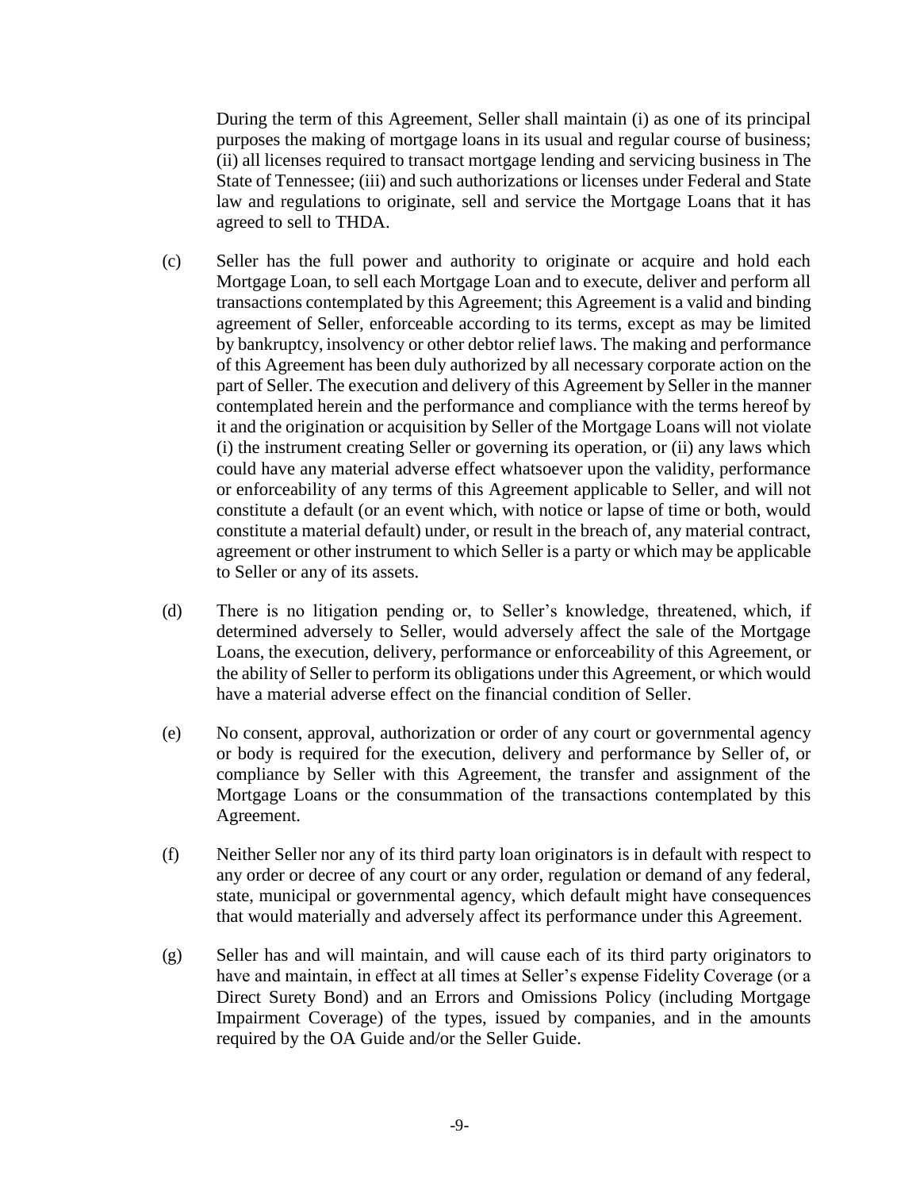During the term of this Agreement, Seller shall maintain (i) as one of its principal purposes the making of mortgage loans in its usual and regular course of business; (ii) all licenses required to transact mortgage lending and servicing business in The State of Tennessee; (iii) and such authorizations or licenses under Federal and State law and regulations to originate, sell and service the Mortgage Loans that it has agreed to sell to THDA.

(c) Seller has the full power and authority to originate or acquire and hold each Mortgage Loan, to sell each Mortgage Loan and to execute, deliver and perform all transactions contemplated by this Agreement; this Agreement is a valid and binding agreement of Seller, enforceable according to its terms, except as may be limited by bankruptcy, insolvency or other debtor relief laws. The making and performance of this Agreement has been duly authorized by all necessary corporate action on the part of Seller. The execution and delivery of this Agreement by Seller in the manner contemplated herein and the performance and compliance with the terms hereof by it and the origination or acquisition by Seller of the Mortgage Loans will not violate (i) the instrument creating Seller or governing its operation, or (ii) any laws which could have any material adverse effect whatsoever upon the validity, performance or enforceability of any terms of this Agreement applicable to Seller, and will not constitute a default (or an event which, with notice or lapse of time or both, would constitute a material default) under, or result in the breach of, any material contract, agreement or other instrument to which Seller is a party or which may be applicable to Seller or any of its assets.

(d) There is no litigation pending or, to Seller's knowledge, threatened, which, if determined adversely to Seller, would adversely affect the sale of the Mortgage Loans, the execution, delivery, performance or enforceability of this Agreement, or the ability of Seller to perform its obligations under this Agreement, or which would have a material adverse effect on the financial condition of Seller.

(e) No consent, approval, authorization or order of any court or governmental agency or body is required for the execution, delivery and performance by Seller of, or compliance by Seller with this Agreement, the transfer and assignment of the Mortgage Loans or the consummation of the transactions contemplated by this Agreement.

(f) Neither Seller nor any of its third party loan originators is in default with respect to any order or decree of any court or any order, regulation or demand of any federal, state, municipal or governmental agency, which default might have consequences that would materially and adversely affect its performance under this Agreement.

(g) Seller has and will maintain, and will cause each of its third party originators to have and maintain, in effect at all times at Seller's expense Fidelity Coverage (or a Direct Surety Bond) and an Errors and Omissions Policy (including Mortgage Impairment Coverage) of the types, issued by companies, and in the amounts required by the OA Guide and/or the Seller Guide.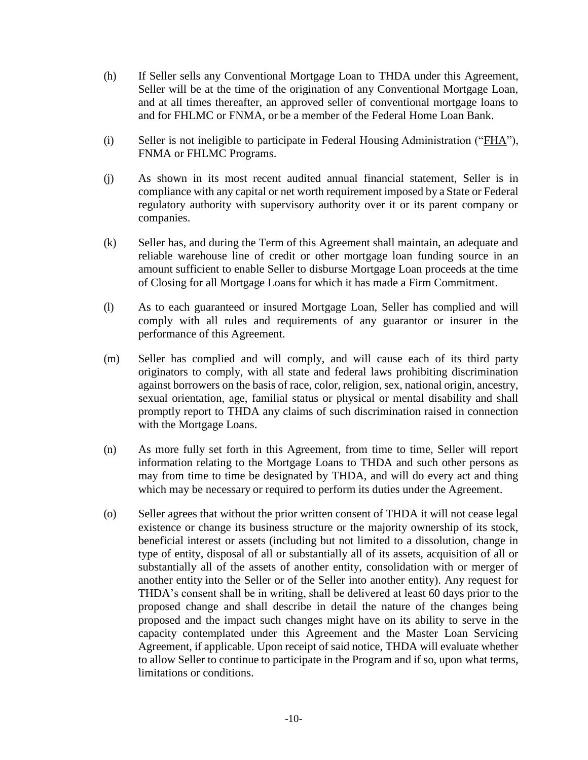(h) If Seller sells any Conventional Mortgage Loan to THDA under this Agreement, Seller will be at the time of the origination of any Conventional Mortgage Loan, and at all times thereafter, an approved seller of conventional mortgage loans to and for FHLMC or FNMA, or be a member of the Federal Home Loan Bank.

(i) Seller is not ineligible to participate in Federal Housing Administration ("FHA"), FNMA or FHLMC Programs.

(j) As shown in its most recent audited annual financial statement, Seller is in compliance with any capital or net worth requirement imposed by a State or Federal regulatory authority with supervisory authority over it or its parent company or companies.

(k) Seller has, and during the Term of this Agreement shall maintain, an adequate and reliable warehouse line of credit or other mortgage loan funding source in an amount sufficient to enable Seller to disburse Mortgage Loan proceeds at the time of Closing for all Mortgage Loans for which it has made a Firm Commitment.

(l) As to each guaranteed or insured Mortgage Loan, Seller has complied and will comply with all rules and requirements of any guarantor or insurer in the performance of this Agreement.

(m) Seller has complied and will comply, and will cause each of its third party originators to comply, with all state and federal laws prohibiting discrimination against borrowers on the basis of race, color, religion, sex, national origin, ancestry, sexual orientation, age, familial status or physical or mental disability and shall promptly report to THDA any claims of such discrimination raised in connection with the Mortgage Loans.

(n) As more fully set forth in this Agreement, from time to time, Seller will report information relating to the Mortgage Loans to THDA and such other persons as may from time to time be designated by THDA, and will do every act and thing which may be necessary or required to perform its duties under the Agreement.

(o) Seller agrees that without the prior written consent of THDA it will not cease legal existence or change its business structure or the majority ownership of its stock, beneficial interest or assets (including but not limited to a dissolution, change in type of entity, disposal of all or substantially all of its assets, acquisition of all or substantially all of the assets of another entity, consolidation with or merger of another entity into the Seller or of the Seller into another entity). Any request for THDA's consent shall be in writing, shall be delivered at least 60 days prior to the proposed change and shall describe in detail the nature of the changes being proposed and the impact such changes might have on its ability to serve in the capacity contemplated under this Agreement and the Master Loan Servicing Agreement, if applicable. Upon receipt of said notice, THDA will evaluate whether to allow Seller to continue to participate in the Program and if so, upon what terms, limitations or conditions.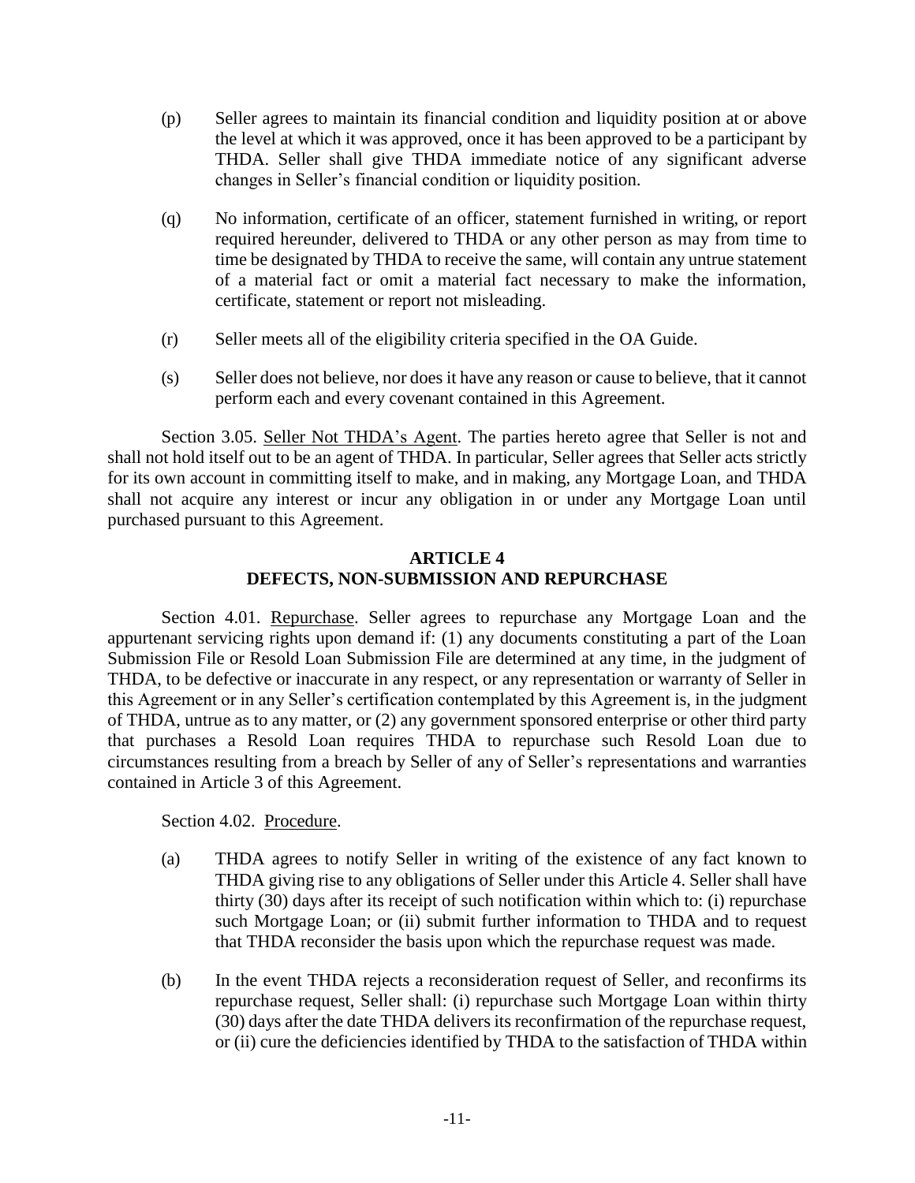(p) Seller agrees to maintain its financial condition and liquidity position at or above the level at which it was approved, once it has been approved to be a participant by THDA. Seller shall give THDA immediate notice of any significant adverse changes in Seller's financial condition or liquidity position.

(q) No information, certificate of an officer, statement furnished in writing, or report required hereunder, delivered to THDA or any other person as may from time to time be designated by THDA to receive the same, will contain any untrue statement of a material fact or omit a material fact necessary to make the information, certificate, statement or report not misleading.

(r) Seller meets all of the eligibility criteria specified in the OA Guide.

(s) Seller does not believe, nor does it have any reason or cause to believe, that it cannot perform each and every covenant contained in this Agreement.

Section 3.05. Seller Not THDA's Agent. The parties hereto agree that Seller is not and shall not hold itself out to be an agent of THDA. In particular, Seller agrees that Seller acts strictly for its own account in committing itself to make, and in making, any Mortgage Loan, and THDA shall not acquire any interest or incur any obligation in or under any Mortgage Loan until purchased pursuant to this Agreement.

## ARTICLE 4
## DEFECTS, NON-SUBMISSION AND REPURCHASE

Section 4.01. Repurchase. Seller agrees to repurchase any Mortgage Loan and the appurtenant servicing rights upon demand if: (1) any documents constituting a part of the Loan Submission File or Resold Loan Submission File are determined at any time, in the judgment of THDA, to be defective or inaccurate in any respect, or any representation or warranty of Seller in this Agreement or in any Seller's certification contemplated by this Agreement is, in the judgment of THDA, untrue as to any matter, or (2) any government sponsored enterprise or other third party that purchases a Resold Loan requires THDA to repurchase such Resold Loan due to circumstances resulting from a breach by Seller of any of Seller's representations and warranties contained in Article 3 of this Agreement.

Section 4.02. Procedure.

(a) THDA agrees to notify Seller in writing of the existence of any fact known to THDA giving rise to any obligations of Seller under this Article 4. Seller shall have thirty (30) days after its receipt of such notification within which to: (i) repurchase such Mortgage Loan; or (ii) submit further information to THDA and to request that THDA reconsider the basis upon which the repurchase request was made.

(b) In the event THDA rejects a reconsideration request of Seller, and reconfirms its repurchase request, Seller shall: (i) repurchase such Mortgage Loan within thirty (30) days after the date THDA delivers its reconfirmation of the repurchase request, or (ii) cure the deficiencies identified by THDA to the satisfaction of THDA within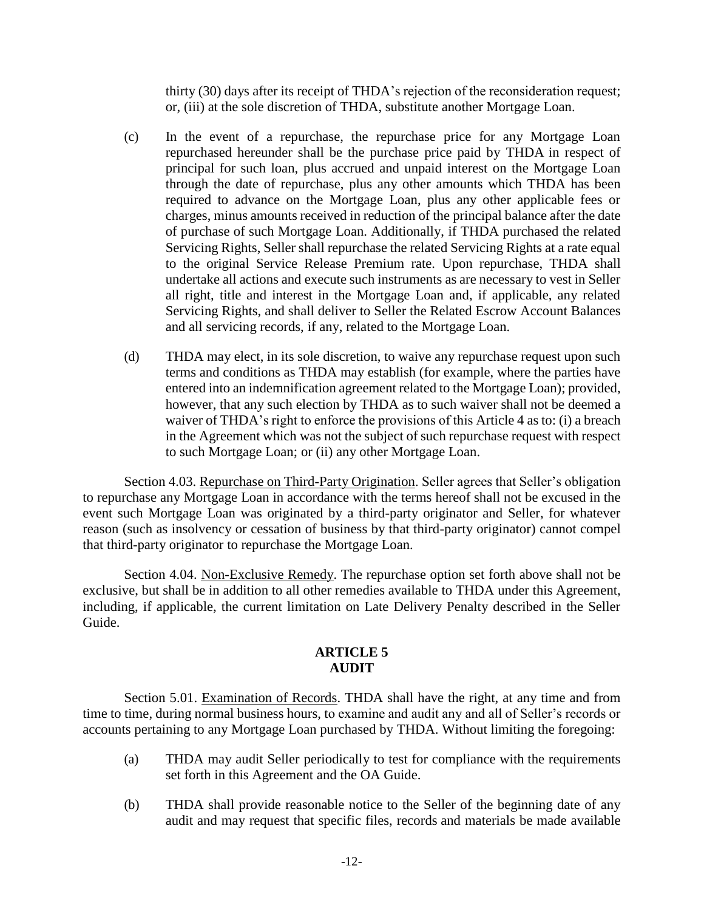thirty (30) days after its receipt of THDA's rejection of the reconsideration request; or, (iii) at the sole discretion of THDA, substitute another Mortgage Loan.

(c) In the event of a repurchase, the repurchase price for any Mortgage Loan repurchased hereunder shall be the purchase price paid by THDA in respect of principal for such loan, plus accrued and unpaid interest on the Mortgage Loan through the date of repurchase, plus any other amounts which THDA has been required to advance on the Mortgage Loan, plus any other applicable fees or charges, minus amounts received in reduction of the principal balance after the date of purchase of such Mortgage Loan. Additionally, if THDA purchased the related Servicing Rights, Seller shall repurchase the related Servicing Rights at a rate equal to the original Service Release Premium rate. Upon repurchase, THDA shall undertake all actions and execute such instruments as are necessary to vest in Seller all right, title and interest in the Mortgage Loan and, if applicable, any related Servicing Rights, and shall deliver to Seller the Related Escrow Account Balances and all servicing records, if any, related to the Mortgage Loan.

(d) THDA may elect, in its sole discretion, to waive any repurchase request upon such terms and conditions as THDA may establish (for example, where the parties have entered into an indemnification agreement related to the Mortgage Loan); provided, however, that any such election by THDA as to such waiver shall not be deemed a waiver of THDA's right to enforce the provisions of this Article 4 as to: (i) a breach in the Agreement which was not the subject of such repurchase request with respect to such Mortgage Loan; or (ii) any other Mortgage Loan.

Section 4.03. Repurchase on Third-Party Origination. Seller agrees that Seller's obligation to repurchase any Mortgage Loan in accordance with the terms hereof shall not be excused in the event such Mortgage Loan was originated by a third-party originator and Seller, for whatever reason (such as insolvency or cessation of business by that third-party originator) cannot compel that third-party originator to repurchase the Mortgage Loan.

Section 4.04. Non-Exclusive Remedy. The repurchase option set forth above shall not be exclusive, but shall be in addition to all other remedies available to THDA under this Agreement, including, if applicable, the current limitation on Late Delivery Penalty described in the Seller Guide.

## ARTICLE 5
## AUDIT

Section 5.01. Examination of Records. THDA shall have the right, at any time and from time to time, during normal business hours, to examine and audit any and all of Seller's records or accounts pertaining to any Mortgage Loan purchased by THDA. Without limiting the foregoing:

(a) THDA may audit Seller periodically to test for compliance with the requirements set forth in this Agreement and the OA Guide.

(b) THDA shall provide reasonable notice to the Seller of the beginning date of any audit and may request that specific files, records and materials be made available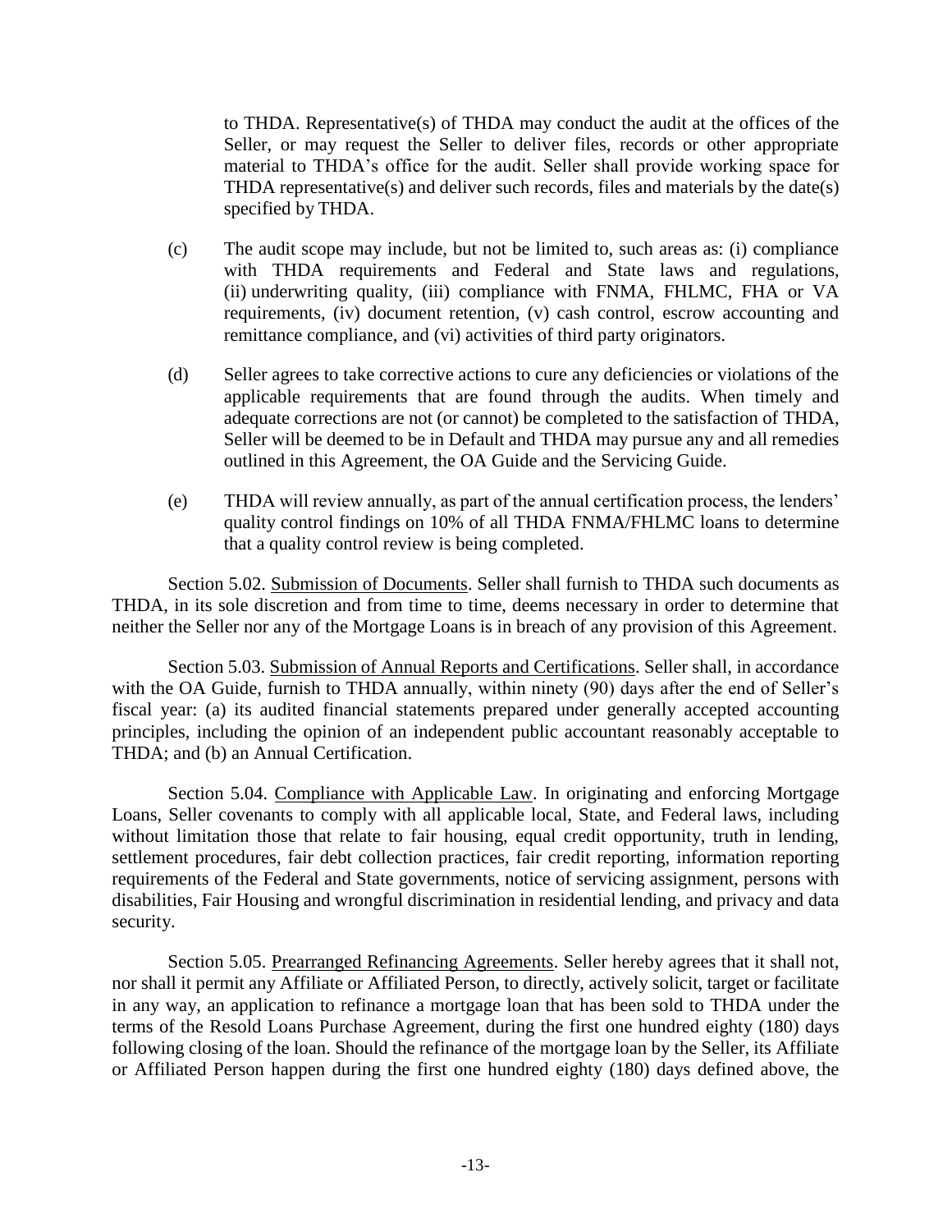to THDA. Representative(s) of THDA may conduct the audit at the offices of the Seller, or may request the Seller to deliver files, records or other appropriate material to THDA's office for the audit. Seller shall provide working space for THDA representative(s) and deliver such records, files and materials by the date(s) specified by THDA.

(c) The audit scope may include, but not be limited to, such areas as: (i) compliance with THDA requirements and Federal and State laws and regulations, (ii) underwriting quality, (iii) compliance with FNMA, FHLMC, FHA or VA requirements, (iv) document retention, (v) cash control, escrow accounting and remittance compliance, and (vi) activities of third party originators.

(d) Seller agrees to take corrective actions to cure any deficiencies or violations of the applicable requirements that are found through the audits. When timely and adequate corrections are not (or cannot) be completed to the satisfaction of THDA, Seller will be deemed to be in Default and THDA may pursue any and all remedies outlined in this Agreement, the OA Guide and the Servicing Guide.

(e) THDA will review annually, as part of the annual certification process, the lenders' quality control findings on 10% of all THDA FNMA/FHLMC loans to determine that a quality control review is being completed.

Section 5.02. <u>Submission of Documents</u>. Seller shall furnish to THDA such documents as THDA, in its sole discretion and from time to time, deems necessary in order to determine that neither the Seller nor any of the Mortgage Loans is in breach of any provision of this Agreement.

Section 5.03. <u>Submission of Annual Reports and Certifications</u>. Seller shall, in accordance with the OA Guide, furnish to THDA annually, within ninety (90) days after the end of Seller's fiscal year: (a) its audited financial statements prepared under generally accepted accounting principles, including the opinion of an independent public accountant reasonably acceptable to THDA; and (b) an Annual Certification.

Section 5.04. <u>Compliance with Applicable Law</u>. In originating and enforcing Mortgage Loans, Seller covenants to comply with all applicable local, State, and Federal laws, including without limitation those that relate to fair housing, equal credit opportunity, truth in lending, settlement procedures, fair debt collection practices, fair credit reporting, information reporting requirements of the Federal and State governments, notice of servicing assignment, persons with disabilities, Fair Housing and wrongful discrimination in residential lending, and privacy and data security.

Section 5.05. <u>Prearranged Refinancing Agreements</u>. Seller hereby agrees that it shall not, nor shall it permit any Affiliate or Affiliated Person, to directly, actively solicit, target or facilitate in any way, an application to refinance a mortgage loan that has been sold to THDA under the terms of the Resold Loans Purchase Agreement, during the first one hundred eighty (180) days following closing of the loan. Should the refinance of the mortgage loan by the Seller, its Affiliate or Affiliated Person happen during the first one hundred eighty (180) days defined above, the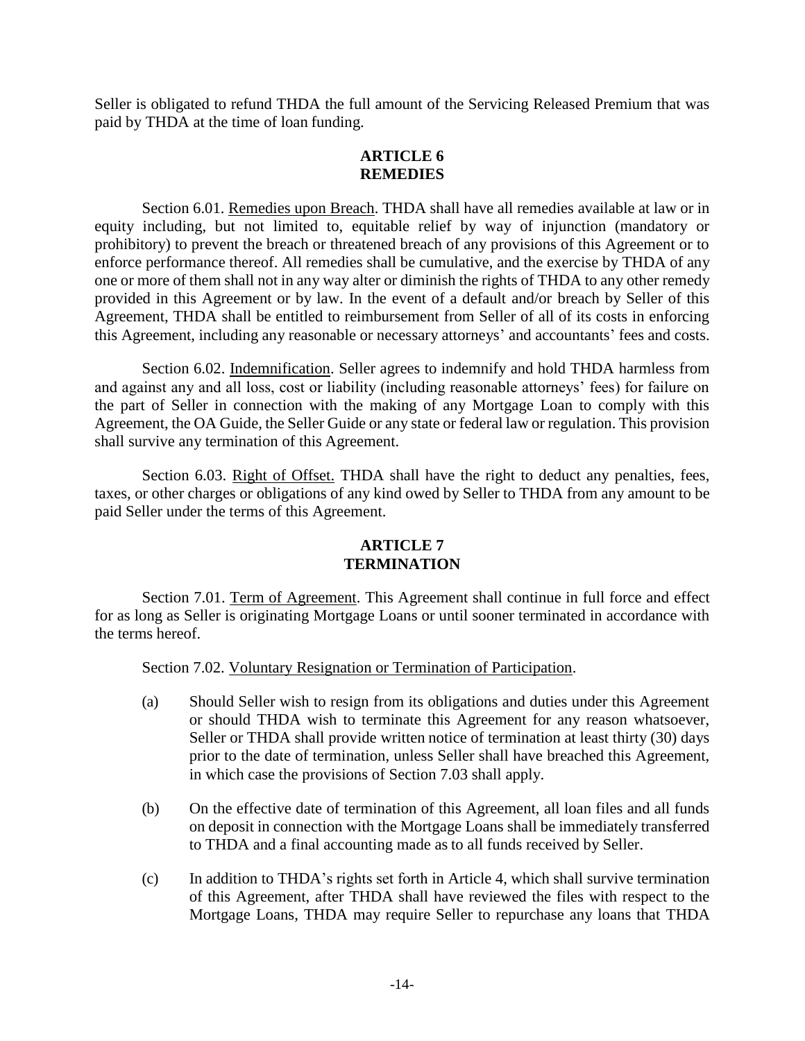Seller is obligated to refund THDA the full amount of the Servicing Released Premium that was paid by THDA at the time of loan funding.

## ARTICLE 6
## REMEDIES

Section 6.01. Remedies upon Breach. THDA shall have all remedies available at law or in equity including, but not limited to, equitable relief by way of injunction (mandatory or prohibitory) to prevent the breach or threatened breach of any provisions of this Agreement or to enforce performance thereof. All remedies shall be cumulative, and the exercise by THDA of any one or more of them shall not in any way alter or diminish the rights of THDA to any other remedy provided in this Agreement or by law. In the event of a default and/or breach by Seller of this Agreement, THDA shall be entitled to reimbursement from Seller of all of its costs in enforcing this Agreement, including any reasonable or necessary attorneys' and accountants' fees and costs.

Section 6.02. Indemnification. Seller agrees to indemnify and hold THDA harmless from and against any and all loss, cost or liability (including reasonable attorneys' fees) for failure on the part of Seller in connection with the making of any Mortgage Loan to comply with this Agreement, the OA Guide, the Seller Guide or any state or federal law or regulation. This provision shall survive any termination of this Agreement.

Section 6.03. Right of Offset. THDA shall have the right to deduct any penalties, fees, taxes, or other charges or obligations of any kind owed by Seller to THDA from any amount to be paid Seller under the terms of this Agreement.

## ARTICLE 7
## TERMINATION

Section 7.01. Term of Agreement. This Agreement shall continue in full force and effect for as long as Seller is originating Mortgage Loans or until sooner terminated in accordance with the terms hereof.

Section 7.02. Voluntary Resignation or Termination of Participation.

(a) Should Seller wish to resign from its obligations and duties under this Agreement or should THDA wish to terminate this Agreement for any reason whatsoever, Seller or THDA shall provide written notice of termination at least thirty (30) days prior to the date of termination, unless Seller shall have breached this Agreement, in which case the provisions of Section 7.03 shall apply.

(b) On the effective date of termination of this Agreement, all loan files and all funds on deposit in connection with the Mortgage Loans shall be immediately transferred to THDA and a final accounting made as to all funds received by Seller.

(c) In addition to THDA's rights set forth in Article 4, which shall survive termination of this Agreement, after THDA shall have reviewed the files with respect to the Mortgage Loans, THDA may require Seller to repurchase any loans that THDA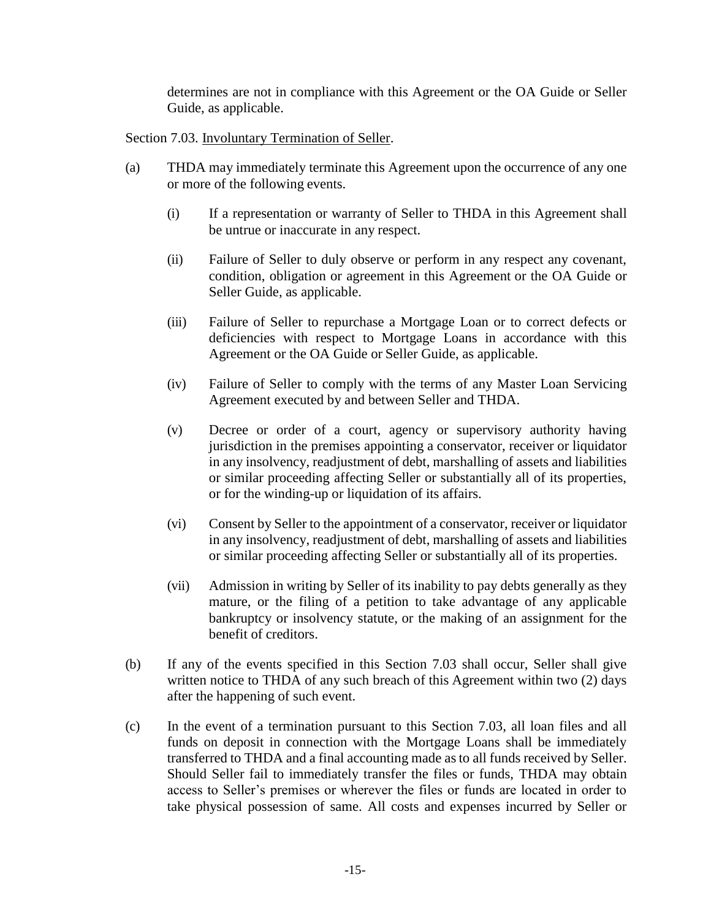determines are not in compliance with this Agreement or the OA Guide or Seller Guide, as applicable.

Section 7.03. Involuntary Termination of Seller.

(a) THDA may immediately terminate this Agreement upon the occurrence of any one or more of the following events.

  (i) If a representation or warranty of Seller to THDA in this Agreement shall be untrue or inaccurate in any respect.

  (ii) Failure of Seller to duly observe or perform in any respect any covenant, condition, obligation or agreement in this Agreement or the OA Guide or Seller Guide, as applicable.

  (iii) Failure of Seller to repurchase a Mortgage Loan or to correct defects or deficiencies with respect to Mortgage Loans in accordance with this Agreement or the OA Guide or Seller Guide, as applicable.

  (iv) Failure of Seller to comply with the terms of any Master Loan Servicing Agreement executed by and between Seller and THDA.

  (v) Decree or order of a court, agency or supervisory authority having jurisdiction in the premises appointing a conservator, receiver or liquidator in any insolvency, readjustment of debt, marshalling of assets and liabilities or similar proceeding affecting Seller or substantially all of its properties, or for the winding-up or liquidation of its affairs.

  (vi) Consent by Seller to the appointment of a conservator, receiver or liquidator in any insolvency, readjustment of debt, marshalling of assets and liabilities or similar proceeding affecting Seller or substantially all of its properties.

  (vii) Admission in writing by Seller of its inability to pay debts generally as they mature, or the filing of a petition to take advantage of any applicable bankruptcy or insolvency statute, or the making of an assignment for the benefit of creditors.

(b) If any of the events specified in this Section 7.03 shall occur, Seller shall give written notice to THDA of any such breach of this Agreement within two (2) days after the happening of such event.

(c) In the event of a termination pursuant to this Section 7.03, all loan files and all funds on deposit in connection with the Mortgage Loans shall be immediately transferred to THDA and a final accounting made as to all funds received by Seller. Should Seller fail to immediately transfer the files or funds, THDA may obtain access to Seller's premises or wherever the files or funds are located in order to take physical possession of same. All costs and expenses incurred by Seller or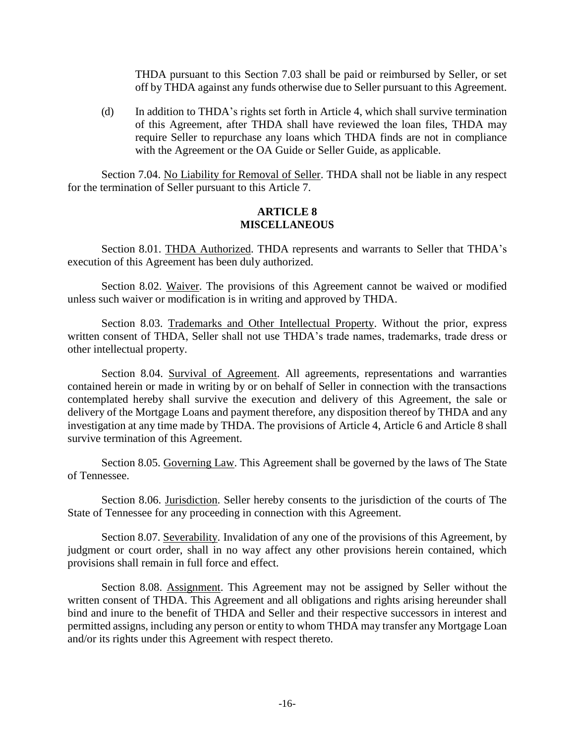THDA pursuant to this Section 7.03 shall be paid or reimbursed by Seller, or set off by THDA against any funds otherwise due to Seller pursuant to this Agreement.

(d) In addition to THDA's rights set forth in Article 4, which shall survive termination of this Agreement, after THDA shall have reviewed the loan files, THDA may require Seller to repurchase any loans which THDA finds are not in compliance with the Agreement or the OA Guide or Seller Guide, as applicable.

Section 7.04. No Liability for Removal of Seller. THDA shall not be liable in any respect for the termination of Seller pursuant to this Article 7.

## ARTICLE 8
## MISCELLANEOUS

Section 8.01. THDA Authorized. THDA represents and warrants to Seller that THDA's execution of this Agreement has been duly authorized.

Section 8.02. Waiver. The provisions of this Agreement cannot be waived or modified unless such waiver or modification is in writing and approved by THDA.

Section 8.03. Trademarks and Other Intellectual Property. Without the prior, express written consent of THDA, Seller shall not use THDA's trade names, trademarks, trade dress or other intellectual property.

Section 8.04. Survival of Agreement. All agreements, representations and warranties contained herein or made in writing by or on behalf of Seller in connection with the transactions contemplated hereby shall survive the execution and delivery of this Agreement, the sale or delivery of the Mortgage Loans and payment therefore, any disposition thereof by THDA and any investigation at any time made by THDA. The provisions of Article 4, Article 6 and Article 8 shall survive termination of this Agreement.

Section 8.05. Governing Law. This Agreement shall be governed by the laws of The State of Tennessee.

Section 8.06. Jurisdiction. Seller hereby consents to the jurisdiction of the courts of The State of Tennessee for any proceeding in connection with this Agreement.

Section 8.07. Severability. Invalidation of any one of the provisions of this Agreement, by judgment or court order, shall in no way affect any other provisions herein contained, which provisions shall remain in full force and effect.

Section 8.08. Assignment. This Agreement may not be assigned by Seller without the written consent of THDA. This Agreement and all obligations and rights arising hereunder shall bind and inure to the benefit of THDA and Seller and their respective successors in interest and permitted assigns, including any person or entity to whom THDA may transfer any Mortgage Loan and/or its rights under this Agreement with respect thereto.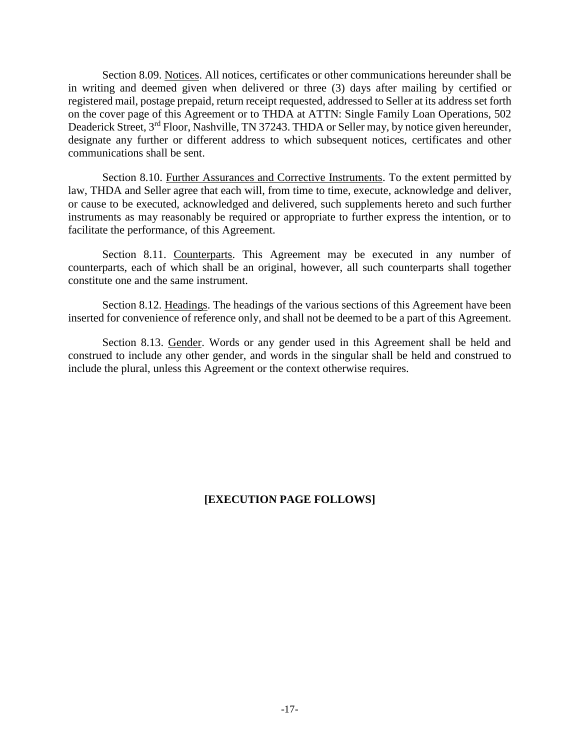Section 8.09. Notices. All notices, certificates or other communications hereunder shall be in writing and deemed given when delivered or three (3) days after mailing by certified or registered mail, postage prepaid, return receipt requested, addressed to Seller at its address set forth on the cover page of this Agreement or to THDA at ATTN: Single Family Loan Operations, 502 Deaderick Street, 3rd Floor, Nashville, TN 37243. THDA or Seller may, by notice given hereunder, designate any further or different address to which subsequent notices, certificates and other communications shall be sent.

Section 8.10. Further Assurances and Corrective Instruments. To the extent permitted by law, THDA and Seller agree that each will, from time to time, execute, acknowledge and deliver, or cause to be executed, acknowledged and delivered, such supplements hereto and such further instruments as may reasonably be required or appropriate to further express the intention, or to facilitate the performance, of this Agreement.

Section 8.11. Counterparts. This Agreement may be executed in any number of counterparts, each of which shall be an original, however, all such counterparts shall together constitute one and the same instrument.

Section 8.12. Headings. The headings of the various sections of this Agreement have been inserted for convenience of reference only, and shall not be deemed to be a part of this Agreement.

Section 8.13. Gender. Words or any gender used in this Agreement shall be held and construed to include any other gender, and words in the singular shall be held and construed to include the plural, unless this Agreement or the context otherwise requires.

**[EXECUTION PAGE FOLLOWS]**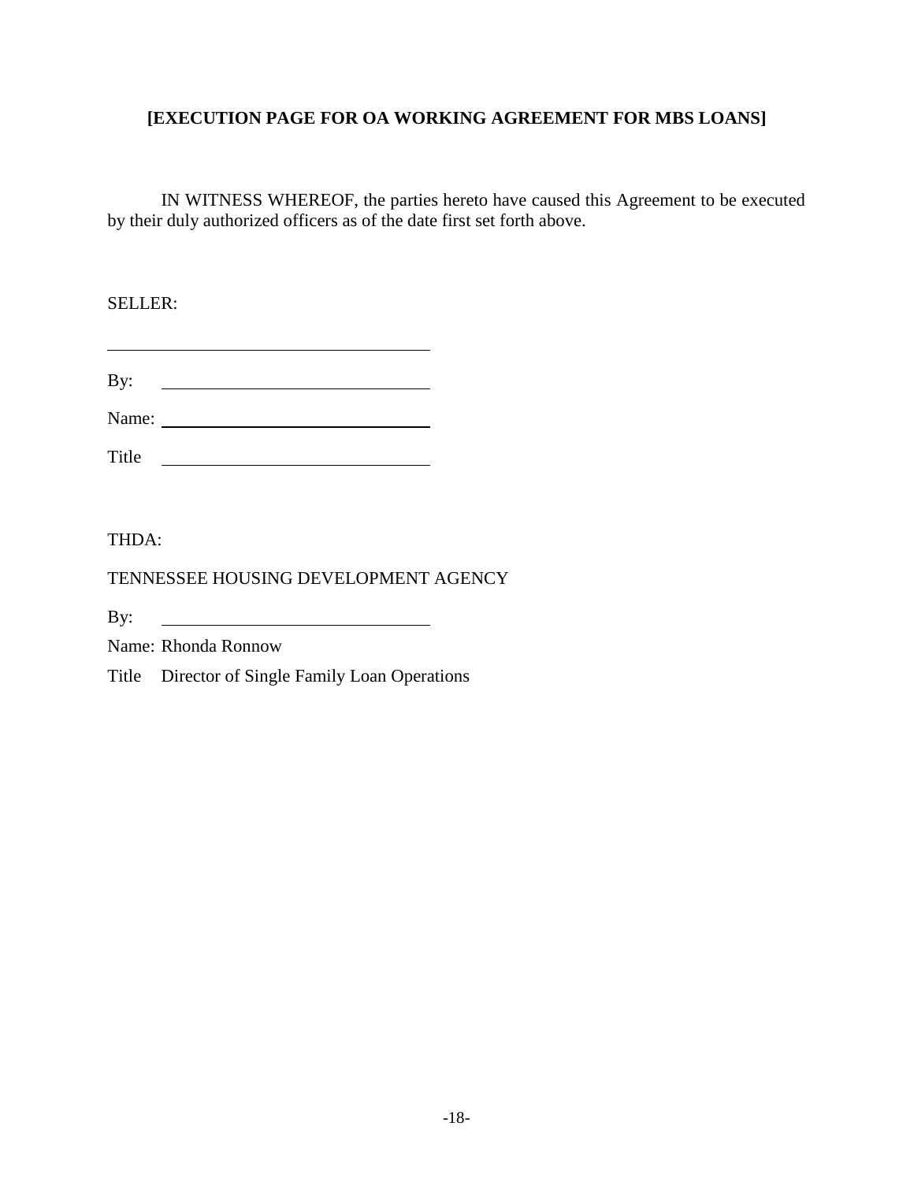**[EXECUTION PAGE FOR OA WORKING AGREEMENT FOR MBS LOANS]**

IN WITNESS WHEREOF, the parties hereto have caused this Agreement to be executed by their duly authorized officers as of the date first set forth above.

SELLER:

______________________________

By: ___________________________

Name: _________________________

Title ___________________________

THDA:

TENNESSEE HOUSING DEVELOPMENT AGENCY

By: ___________________________

Name: Rhonda Ronnow

Title Director of Single Family Loan Operations